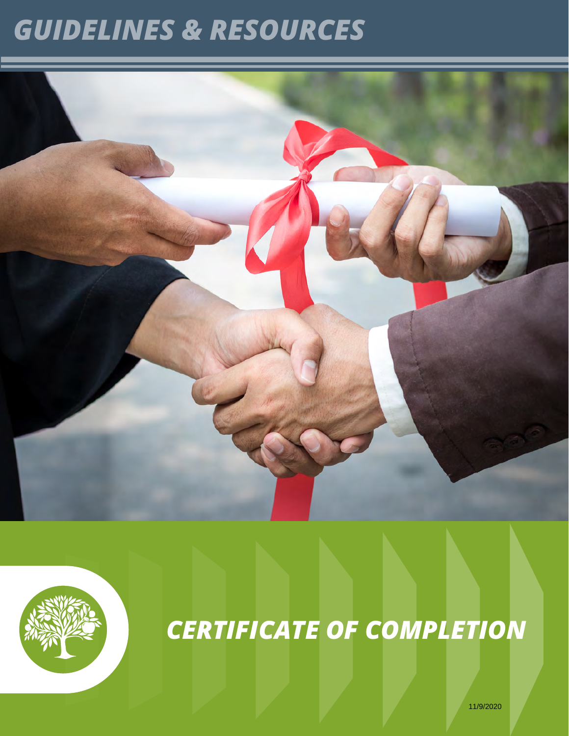# GUIDELINES & RESOURCES

# CERTIFICATE OF COMPLETION

11/9/2020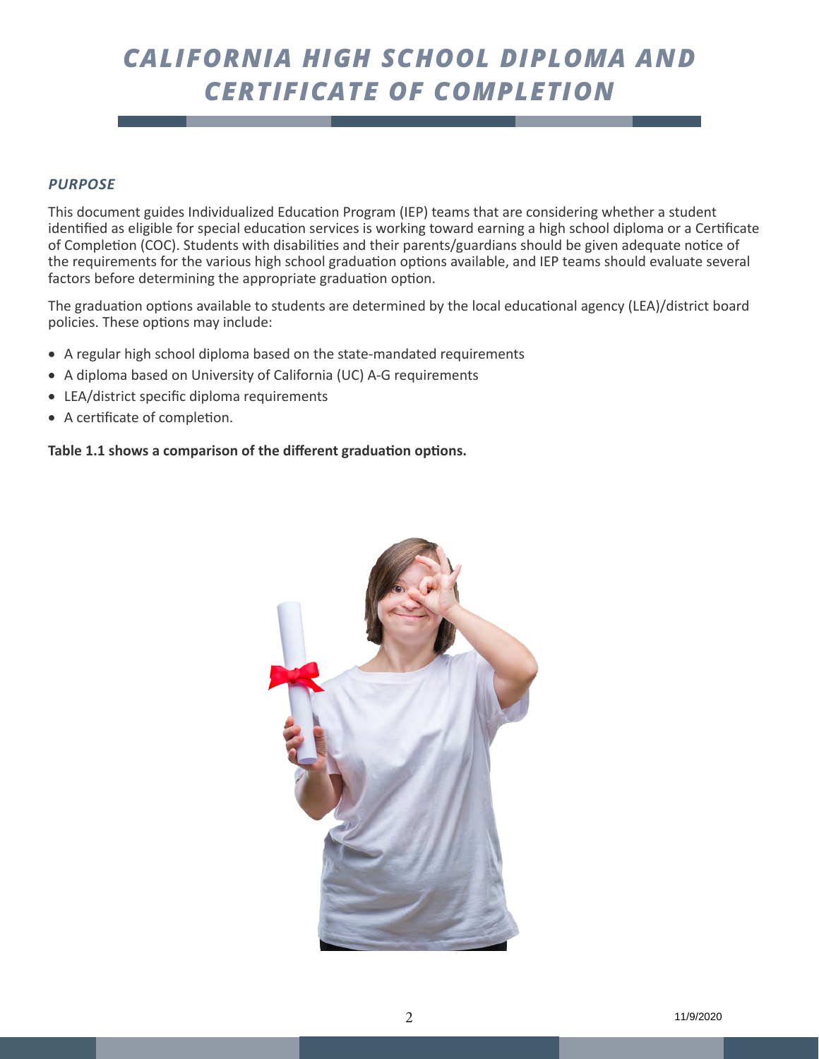# CALIFORNIA HIGH SCHOOL DIPLOMA AND CERTIFICATE OF COMPLETION

## *PURPOSE*

This document guides Individualized Education Program (IEP) teams that are considering whether a student identified as eligible for special education services is working toward earning a high school diploma or a Certificate of Completion (COC). Students with disabilities and their parents/guardians should be given adequate notice of the requirements for the various high school graduation options available, and IEP teams should evaluate several factors before determining the appropriate graduation option.

The graduation options available to students are determined by the local educational agency (LEA)/district board policies. These options may include:

- A regular high school diploma based on the state-mandated requirements
- A diploma based on University of California (UC) A-G requirements
- LEA/district specific diploma requirements
- A certificate of completion.

**Table 1.1 shows a comparison of the different graduation options.**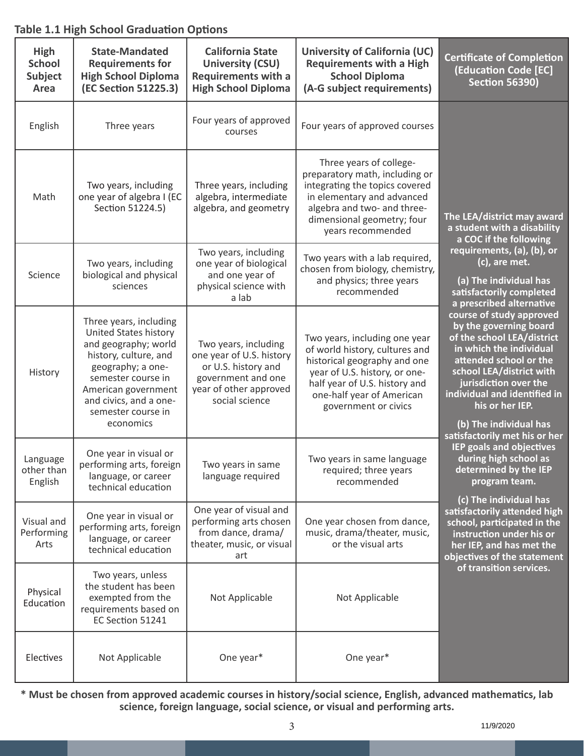**Table 1.1 High School Graduation Options**

| High School Subject Area | State-Mandated Requirements for High School Diploma (EC Section 51225.3) | California State University (CSU) Requirements with a High School Diploma | University of California (UC) Requirements with a High School Diploma (A-G subject requirements) | Certificate of Completion (Education Code [EC] Section 56390) |
|---|---|---|---|---|
| English | Three years | Four years of approved courses | Four years of approved courses | **The LEA/district may award a student with a disability a COC if the following requirements, (a), (b), or (c), are met.** **(a) The individual has satisfactorily completed a prescribed alternative course of study approved by the governing board of the school LEA/district in which the individual attended school or the school LEA/district with jurisdiction over the individual and identified in his or her IEP.** **(b) The individual has satisfactorily met his or her IEP goals and objectives during high school as determined by the IEP program team.** **(c) The individual has satisfactorily attended high school, participated in the instruction under his or her IEP, and has met the objectives of the statement of transition services.** |
| Math | Two years, including one year of algebra I (EC Section 51224.5) | Three years, including algebra, intermediate algebra, and geometry | Three years of college-preparatory math, including or integrating the topics covered in elementary and advanced algebra and two- and three-dimensional geometry; four years recommended | |
| Science | Two years, including biological and physical sciences | Two years, including one year of biological and one year of physical science with a lab | Two years with a lab required, chosen from biology, chemistry, and physics; three years recommended | |
| History | Three years, including United States history and geography; world history, culture, and geography; a one-semester course in American government and civics, and a one-semester course in economics | Two years, including one year of U.S. history or U.S. history and government and one year of other approved social science | Two years, including one year of world history, cultures and historical geography and one year of U.S. history, or one-half year of U.S. history and one-half year of American government or civics | |
| Language other than English | One year in visual or performing arts, foreign language, or career technical education | Two years in same language required | Two years in same language required; three years recommended | |
| Visual and Performing Arts | One year in visual or performing arts, foreign language, or career technical education | One year of visual and performing arts chosen from dance, drama/theater, music, or visual art | One year chosen from dance, music, drama/theater, music, or the visual arts | |
| Physical Education | Two years, unless the student has been exempted from the requirements based on EC Section 51241 | Not Applicable | Not Applicable | |
| Electives | Not Applicable | One year* | One year* | |

**\* Must be chosen from approved academic courses in history/social science, English, advanced mathematics, lab science, foreign language, social science, or visual and performing arts.**

11/9/2020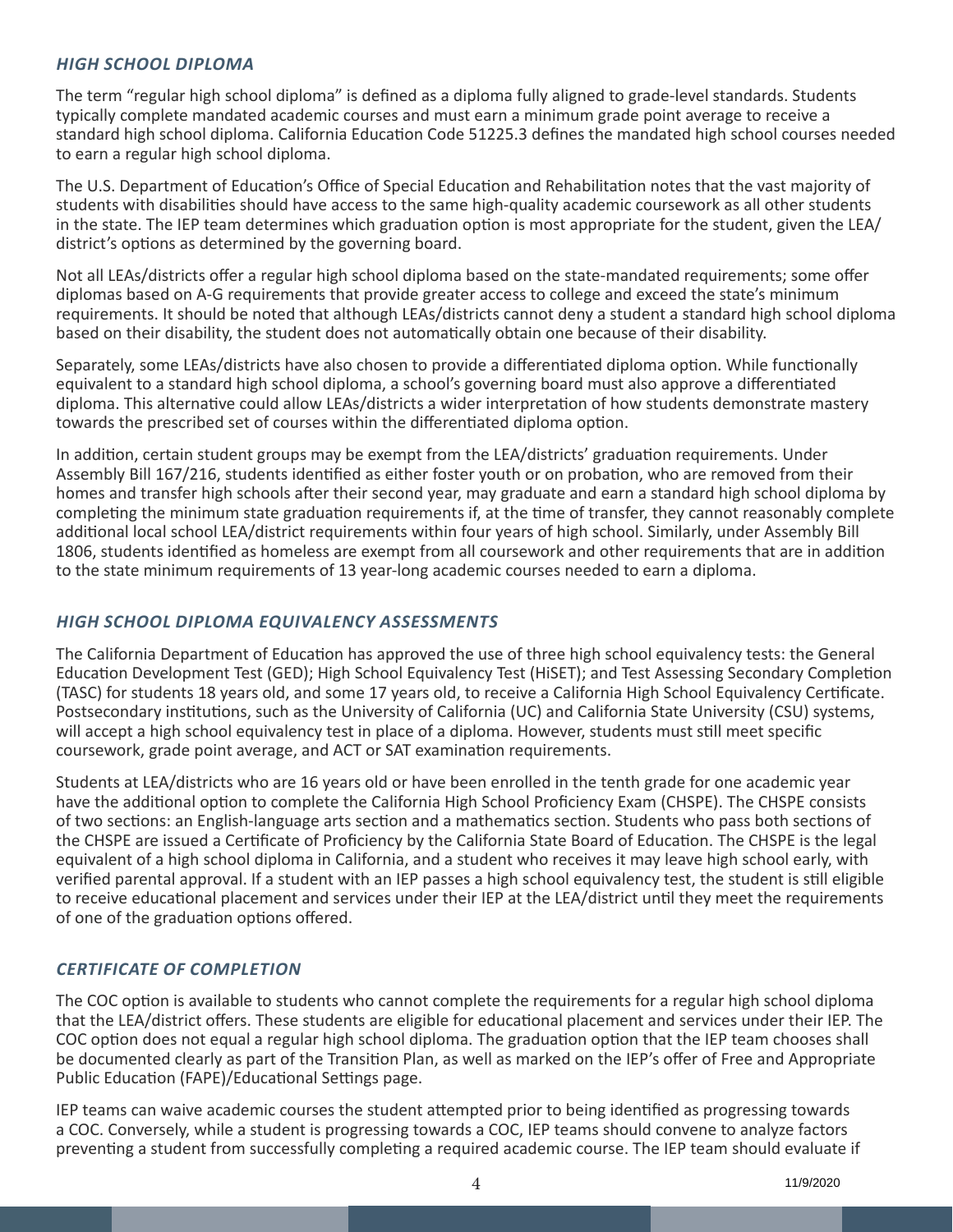### *HIGH SCHOOL DIPLOMA*

The term "regular high school diploma" is defined as a diploma fully aligned to grade-level standards. Students typically complete mandated academic courses and must earn a minimum grade point average to receive a standard high school diploma. California Education Code 51225.3 defines the mandated high school courses needed to earn a regular high school diploma.

The U.S. Department of Education's Office of Special Education and Rehabilitation notes that the vast majority of students with disabilities should have access to the same high-quality academic coursework as all other students in the state. The IEP team determines which graduation option is most appropriate for the student, given the LEA/district's options as determined by the governing board.

Not all LEAs/districts offer a regular high school diploma based on the state-mandated requirements; some offer diplomas based on A-G requirements that provide greater access to college and exceed the state's minimum requirements. It should be noted that although LEAs/districts cannot deny a student a standard high school diploma based on their disability, the student does not automatically obtain one because of their disability.

Separately, some LEAs/districts have also chosen to provide a differentiated diploma option. While functionally equivalent to a standard high school diploma, a school's governing board must also approve a differentiated diploma. This alternative could allow LEAs/districts a wider interpretation of how students demonstrate mastery towards the prescribed set of courses within the differentiated diploma option.

In addition, certain student groups may be exempt from the LEA/districts' graduation requirements. Under Assembly Bill 167/216, students identified as either foster youth or on probation, who are removed from their homes and transfer high schools after their second year, may graduate and earn a standard high school diploma by completing the minimum state graduation requirements if, at the time of transfer, they cannot reasonably complete additional local school LEA/district requirements within four years of high school. Similarly, under Assembly Bill 1806, students identified as homeless are exempt from all coursework and other requirements that are in addition to the state minimum requirements of 13 year-long academic courses needed to earn a diploma.

### *HIGH SCHOOL DIPLOMA EQUIVALENCY ASSESSMENTS*

The California Department of Education has approved the use of three high school equivalency tests: the General Education Development Test (GED); High School Equivalency Test (HiSET); and Test Assessing Secondary Completion (TASC) for students 18 years old, and some 17 years old, to receive a California High School Equivalency Certificate. Postsecondary institutions, such as the University of California (UC) and California State University (CSU) systems, will accept a high school equivalency test in place of a diploma. However, students must still meet specific coursework, grade point average, and ACT or SAT examination requirements.

Students at LEA/districts who are 16 years old or have been enrolled in the tenth grade for one academic year have the additional option to complete the California High School Proficiency Exam (CHSPE). The CHSPE consists of two sections: an English-language arts section and a mathematics section. Students who pass both sections of the CHSPE are issued a Certificate of Proficiency by the California State Board of Education. The CHSPE is the legal equivalent of a high school diploma in California, and a student who receives it may leave high school early, with verified parental approval. If a student with an IEP passes a high school equivalency test, the student is still eligible to receive educational placement and services under their IEP at the LEA/district until they meet the requirements of one of the graduation options offered.

### *CERTIFICATE OF COMPLETION*

The COC option is available to students who cannot complete the requirements for a regular high school diploma that the LEA/district offers. These students are eligible for educational placement and services under their IEP. The COC option does not equal a regular high school diploma. The graduation option that the IEP team chooses shall be documented clearly as part of the Transition Plan, as well as marked on the IEP's offer of Free and Appropriate Public Education (FAPE)/Educational Settings page.

IEP teams can waive academic courses the student attempted prior to being identified as progressing towards a COC. Conversely, while a student is progressing towards a COC, IEP teams should convene to analyze factors preventing a student from successfully completing a required academic course. The IEP team should evaluate if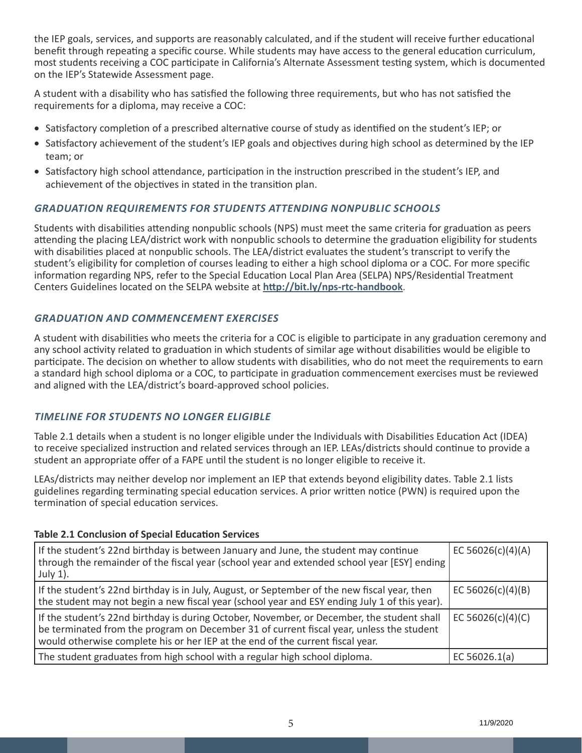the IEP goals, services, and supports are reasonably calculated, and if the student will receive further educational benefit through repeating a specific course. While students may have access to the general education curriculum, most students receiving a COC participate in California's Alternate Assessment testing system, which is documented on the IEP's Statewide Assessment page.

A student with a disability who has satisfied the following three requirements, but who has not satisfied the requirements for a diploma, may receive a COC:

- Satisfactory completion of a prescribed alternative course of study as identified on the student's IEP; or
- Satisfactory achievement of the student's IEP goals and objectives during high school as determined by the IEP team; or
- Satisfactory high school attendance, participation in the instruction prescribed in the student's IEP, and achievement of the objectives in stated in the transition plan.

### *GRADUATION REQUIREMENTS FOR STUDENTS ATTENDING NONPUBLIC SCHOOLS*

Students with disabilities attending nonpublic schools (NPS) must meet the same criteria for graduation as peers attending the placing LEA/district work with nonpublic schools to determine the graduation eligibility for students with disabilities placed at nonpublic schools. The LEA/district evaluates the student's transcript to verify the student's eligibility for completion of courses leading to either a high school diploma or a COC. For more specific information regarding NPS, refer to the Special Education Local Plan Area (SELPA) NPS/Residential Treatment Centers Guidelines located on the SELPA website at **http://bit.ly/nps-rtc-handbook**.

### *GRADUATION AND COMMENCEMENT EXERCISES*

A student with disabilities who meets the criteria for a COC is eligible to participate in any graduation ceremony and any school activity related to graduation in which students of similar age without disabilities would be eligible to participate. The decision on whether to allow students with disabilities, who do not meet the requirements to earn a standard high school diploma or a COC, to participate in graduation commencement exercises must be reviewed and aligned with the LEA/district's board-approved school policies.

### *TIMELINE FOR STUDENTS NO LONGER ELIGIBLE*

Table 2.1 details when a student is no longer eligible under the Individuals with Disabilities Education Act (IDEA) to receive specialized instruction and related services through an IEP. LEAs/districts should continue to provide a student an appropriate offer of a FAPE until the student is no longer eligible to receive it.

LEAs/districts may neither develop nor implement an IEP that extends beyond eligibility dates. Table 2.1 lists guidelines regarding terminating special education services. A prior written notice (PWN) is required upon the termination of special education services.

**Table 2.1 Conclusion of Special Education Services**

| | |
|---|---|
| If the student's 22nd birthday is between January and June, the student may continue through the remainder of the fiscal year (school year and extended school year [ESY] ending July 1). | EC 56026(c)(4)(A) |
| If the student's 22nd birthday is in July, August, or September of the new fiscal year, then the student may not begin a new fiscal year (school year and ESY ending July 1 of this year). | EC 56026(c)(4)(B) |
| If the student's 22nd birthday is during October, November, or December, the student shall be terminated from the program on December 31 of current fiscal year, unless the student would otherwise complete his or her IEP at the end of the current fiscal year. | EC 56026(c)(4)(C) |
| The student graduates from high school with a regular high school diploma. | EC 56026.1(a) |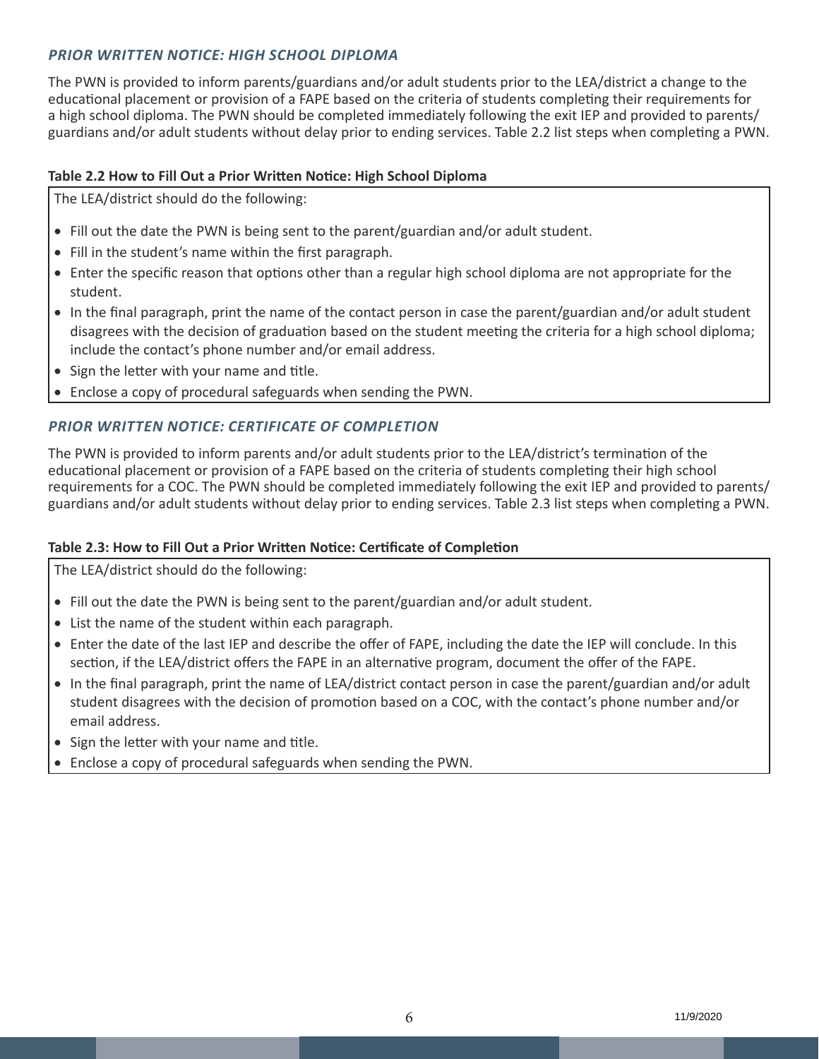### *PRIOR WRITTEN NOTICE: HIGH SCHOOL DIPLOMA*

The PWN is provided to inform parents/guardians and/or adult students prior to the LEA/district a change to the educational placement or provision of a FAPE based on the criteria of students completing their requirements for a high school diploma. The PWN should be completed immediately following the exit IEP and provided to parents/guardians and/or adult students without delay prior to ending services. Table 2.2 list steps when completing a PWN.

**Table 2.2 How to Fill Out a Prior Written Notice: High School Diploma**

The LEA/district should do the following:

- Fill out the date the PWN is being sent to the parent/guardian and/or adult student.
- Fill in the student's name within the first paragraph.
- Enter the specific reason that options other than a regular high school diploma are not appropriate for the student.
- In the final paragraph, print the name of the contact person in case the parent/guardian and/or adult student disagrees with the decision of graduation based on the student meeting the criteria for a high school diploma; include the contact's phone number and/or email address.
- Sign the letter with your name and title.
- Enclose a copy of procedural safeguards when sending the PWN.

### *PRIOR WRITTEN NOTICE: CERTIFICATE OF COMPLETION*

The PWN is provided to inform parents and/or adult students prior to the LEA/district's termination of the educational placement or provision of a FAPE based on the criteria of students completing their high school requirements for a COC. The PWN should be completed immediately following the exit IEP and provided to parents/guardians and/or adult students without delay prior to ending services. Table 2.3 list steps when completing a PWN.

**Table 2.3: How to Fill Out a Prior Written Notice: Certificate of Completion**

The LEA/district should do the following:

- Fill out the date the PWN is being sent to the parent/guardian and/or adult student.
- List the name of the student within each paragraph.
- Enter the date of the last IEP and describe the offer of FAPE, including the date the IEP will conclude. In this section, if the LEA/district offers the FAPE in an alternative program, document the offer of the FAPE.
- In the final paragraph, print the name of LEA/district contact person in case the parent/guardian and/or adult student disagrees with the decision of promotion based on a COC, with the contact's phone number and/or email address.
- Sign the letter with your name and title.
- Enclose a copy of procedural safeguards when sending the PWN.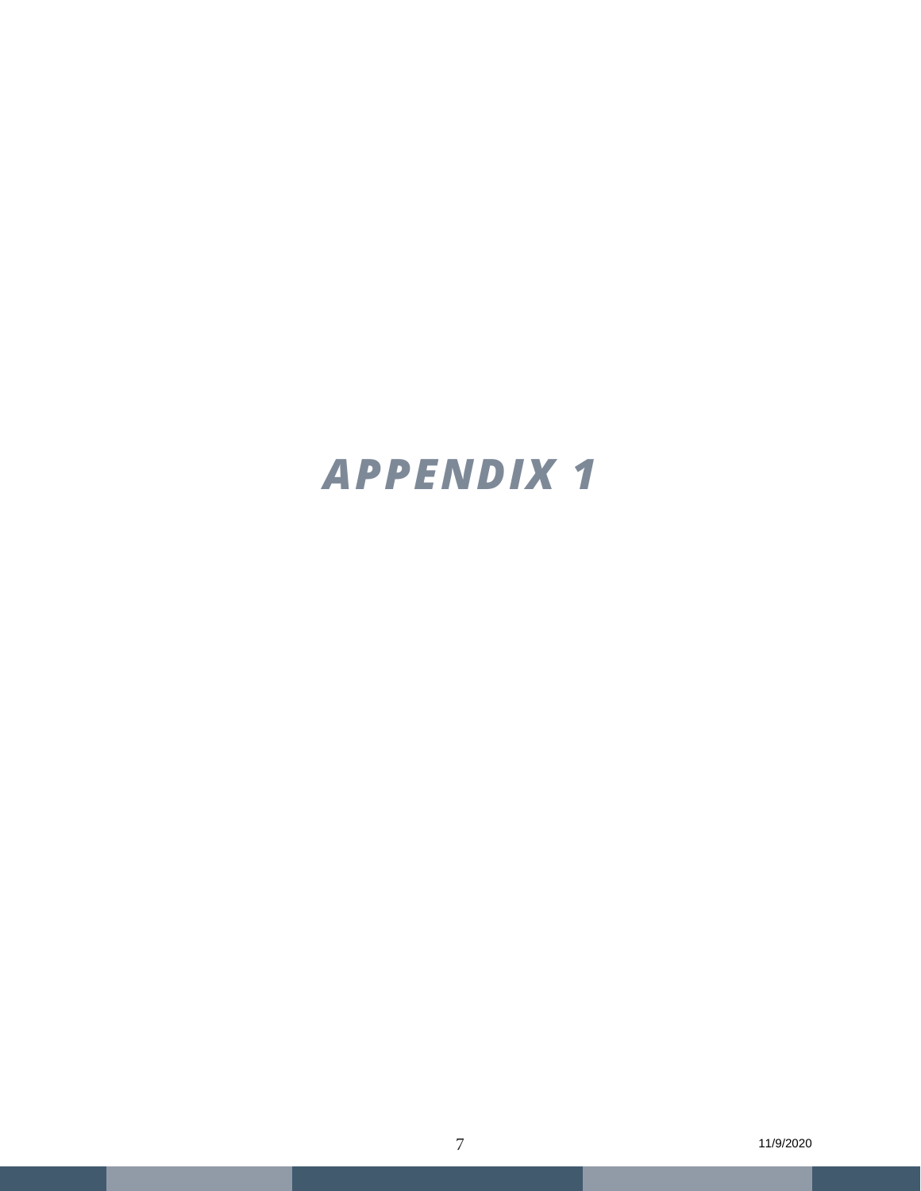# *APPENDIX 1*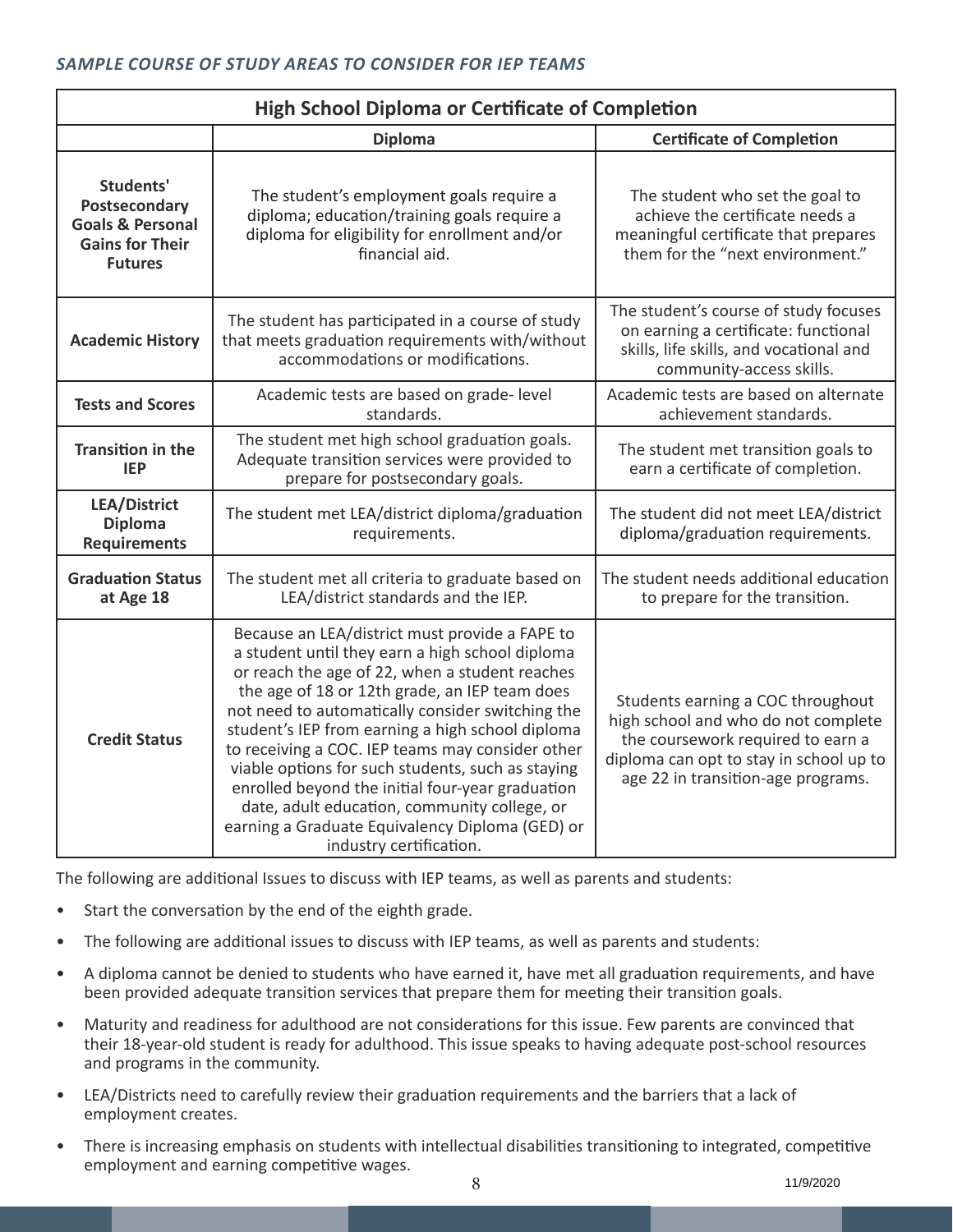### *SAMPLE COURSE OF STUDY AREAS TO CONSIDER FOR IEP TEAMS*

| High School Diploma or Certificate of Completion | | |
|---|---|---|
| | **Diploma** | **Certificate of Completion** |
| **Students' Postsecondary Goals & Personal Gains for Their Futures** | The student's employment goals require a diploma; education/training goals require a diploma for eligibility for enrollment and/or financial aid. | The student who set the goal to achieve the certificate needs a meaningful certificate that prepares them for the "next environment." |
| **Academic History** | The student has participated in a course of study that meets graduation requirements with/without accommodations or modifications. | The student's course of study focuses on earning a certificate: functional skills, life skills, and vocational and community-access skills. |
| **Tests and Scores** | Academic tests are based on grade- level standards. | Academic tests are based on alternate achievement standards. |
| **Transition in the IEP** | The student met high school graduation goals. Adequate transition services were provided to prepare for postsecondary goals. | The student met transition goals to earn a certificate of completion. |
| **LEA/District Diploma Requirements** | The student met LEA/district diploma/graduation requirements. | The student did not meet LEA/district diploma/graduation requirements. |
| **Graduation Status at Age 18** | The student met all criteria to graduate based on LEA/district standards and the IEP. | The student needs additional education to prepare for the transition. |
| **Credit Status** | Because an LEA/district must provide a FAPE to a student until they earn a high school diploma or reach the age of 22, when a student reaches the age of 18 or 12th grade, an IEP team does not need to automatically consider switching the student's IEP from earning a high school diploma to receiving a COC. IEP teams may consider other viable options for such students, such as staying enrolled beyond the initial four-year graduation date, adult education, community college, or earning a Graduate Equivalency Diploma (GED) or industry certification. | Students earning a COC throughout high school and who do not complete the coursework required to earn a diploma can opt to stay in school up to age 22 in transition-age programs. |

The following are additional Issues to discuss with IEP teams, as well as parents and students:

- Start the conversation by the end of the eighth grade.
- The following are additional issues to discuss with IEP teams, as well as parents and students:
- A diploma cannot be denied to students who have earned it, have met all graduation requirements, and have been provided adequate transition services that prepare them for meeting their transition goals.
- Maturity and readiness for adulthood are not considerations for this issue. Few parents are convinced that their 18-year-old student is ready for adulthood. This issue speaks to having adequate post-school resources and programs in the community.
- LEA/Districts need to carefully review their graduation requirements and the barriers that a lack of employment creates.
- There is increasing emphasis on students with intellectual disabilities transitioning to integrated, competitive employment and earning competitive wages.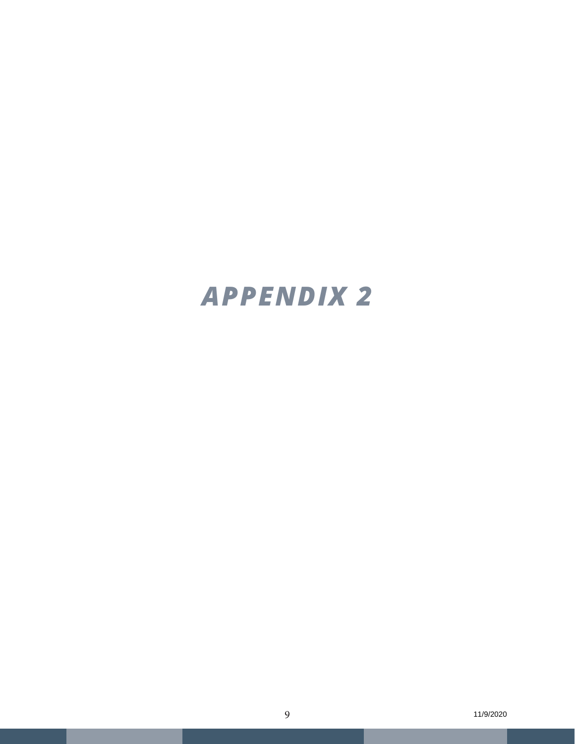# *APPENDIX 2*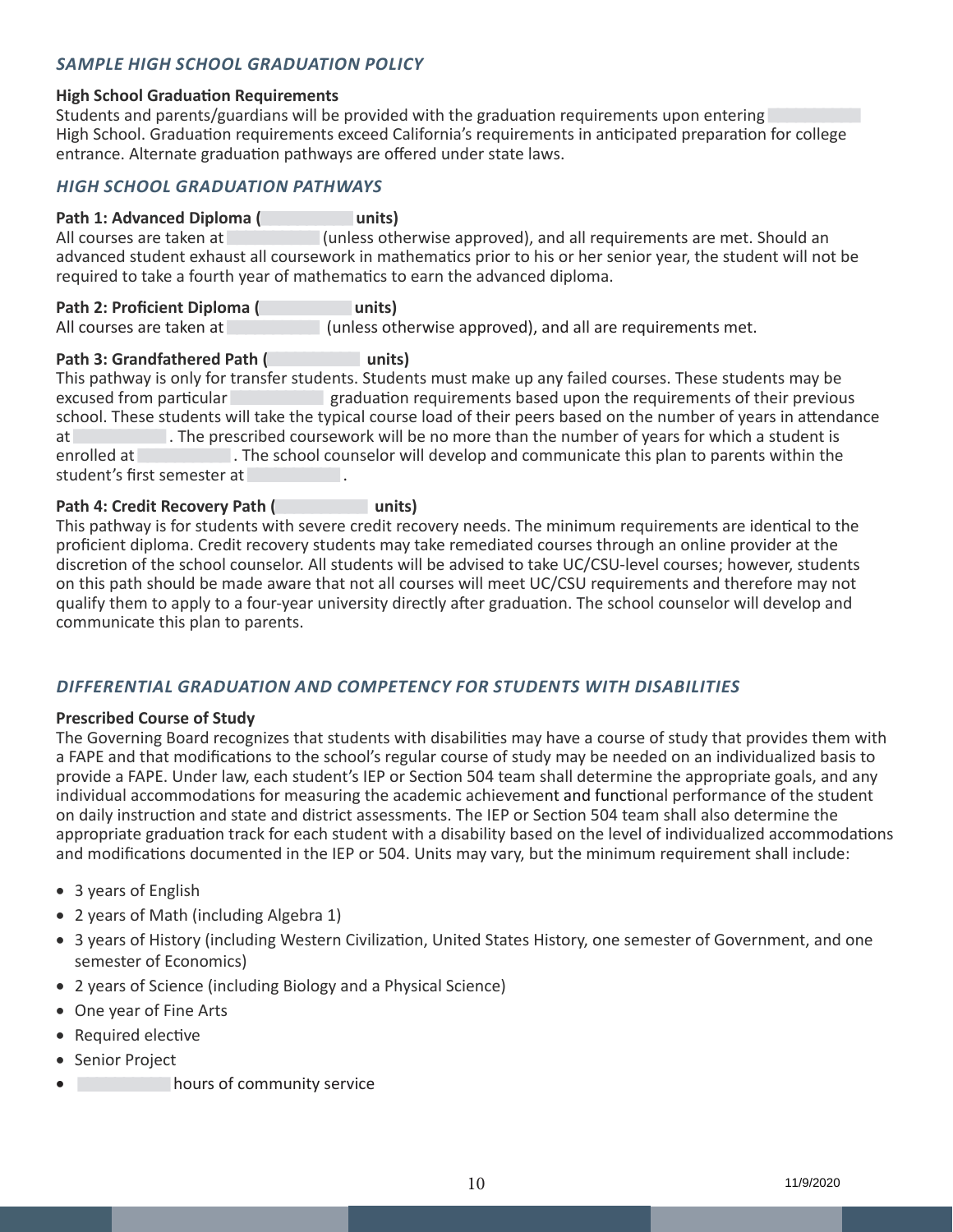### *SAMPLE HIGH SCHOOL GRADUATION POLICY*

**High School Graduation Requirements**
Students and parents/guardians will be provided with the graduation requirements upon entering High School. Graduation requirements exceed California's requirements in anticipated preparation for college entrance. Alternate graduation pathways are offered under state laws.

### *HIGH SCHOOL GRADUATION PATHWAYS*

**Path 1: Advanced Diploma ( units)**
All courses are taken at (unless otherwise approved), and all requirements are met. Should an advanced student exhaust all coursework in mathematics prior to his or her senior year, the student will not be required to take a fourth year of mathematics to earn the advanced diploma.

**Path 2: Proficient Diploma ( units)**
All courses are taken at (unless otherwise approved), and all are requirements met.

**Path 3: Grandfathered Path ( units)**
This pathway is only for transfer students. Students must make up any failed courses. These students may be excused from particular graduation requirements based upon the requirements of their previous school. These students will take the typical course load of their peers based on the number of years in attendance at . The prescribed coursework will be no more than the number of years for which a student is enrolled at . The school counselor will develop and communicate this plan to parents within the student's first semester at .

**Path 4: Credit Recovery Path ( units)**
This pathway is for students with severe credit recovery needs. The minimum requirements are identical to the proficient diploma. Credit recovery students may take remediated courses through an online provider at the discretion of the school counselor. All students will be advised to take UC/CSU-level courses; however, students on this path should be made aware that not all courses will meet UC/CSU requirements and therefore may not qualify them to apply to a four-year university directly after graduation. The school counselor will develop and communicate this plan to parents.

### *DIFFERENTIAL GRADUATION AND COMPETENCY FOR STUDENTS WITH DISABILITIES*

**Prescribed Course of Study**
The Governing Board recognizes that students with disabilities may have a course of study that provides them with a FAPE and that modifications to the school's regular course of study may be needed on an individualized basis to provide a FAPE. Under law, each student's IEP or Section 504 team shall determine the appropriate goals, and any individual accommodations for measuring the academic achievement and functional performance of the student on daily instruction and state and district assessments. The IEP or Section 504 team shall also determine the appropriate graduation track for each student with a disability based on the level of individualized accommodations and modifications documented in the IEP or 504. Units may vary, but the minimum requirement shall include:

- 3 years of English
- 2 years of Math (including Algebra 1)
- 3 years of History (including Western Civilization, United States History, one semester of Government, and one semester of Economics)
- 2 years of Science (including Biology and a Physical Science)
- One year of Fine Arts
- Required elective
- Senior Project
- hours of community service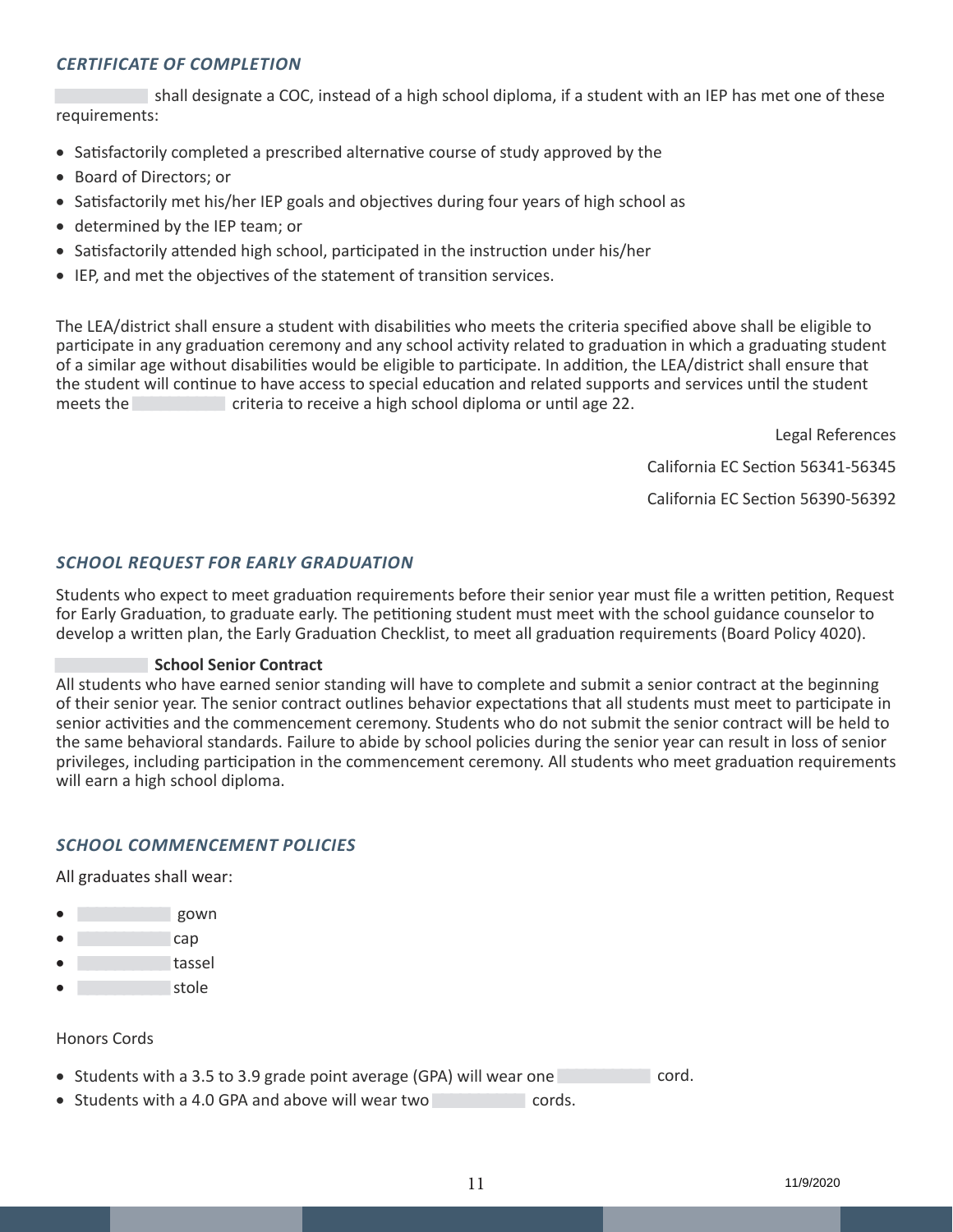### *CERTIFICATE OF COMPLETION*

shall designate a COC, instead of a high school diploma, if a student with an IEP has met one of these requirements:

- Satisfactorily completed a prescribed alternative course of study approved by the
- Board of Directors; or
- Satisfactorily met his/her IEP goals and objectives during four years of high school as
- determined by the IEP team; or
- Satisfactorily attended high school, participated in the instruction under his/her
- IEP, and met the objectives of the statement of transition services.

The LEA/district shall ensure a student with disabilities who meets the criteria specified above shall be eligible to participate in any graduation ceremony and any school activity related to graduation in which a graduating student of a similar age without disabilities would be eligible to participate. In addition, the LEA/district shall ensure that the student will continue to have access to special education and related supports and services until the student meets the criteria to receive a high school diploma or until age 22.

Legal References

California EC Section 56341-56345

California EC Section 56390-56392

### *SCHOOL REQUEST FOR EARLY GRADUATION*

Students who expect to meet graduation requirements before their senior year must file a written petition, Request for Early Graduation, to graduate early. The petitioning student must meet with the school guidance counselor to develop a written plan, the Early Graduation Checklist, to meet all graduation requirements (Board Policy 4020).

**School Senior Contract**
All students who have earned senior standing will have to complete and submit a senior contract at the beginning of their senior year. The senior contract outlines behavior expectations that all students must meet to participate in senior activities and the commencement ceremony. Students who do not submit the senior contract will be held to the same behavioral standards. Failure to abide by school policies during the senior year can result in loss of senior privileges, including participation in the commencement ceremony. All students who meet graduation requirements will earn a high school diploma.

### *SCHOOL COMMENCEMENT POLICIES*

All graduates shall wear:

- gown
- cap
- tassel
- stole

Honors Cords

- Students with a 3.5 to 3.9 grade point average (GPA) will wear one cord.
- Students with a 4.0 GPA and above will wear two cords.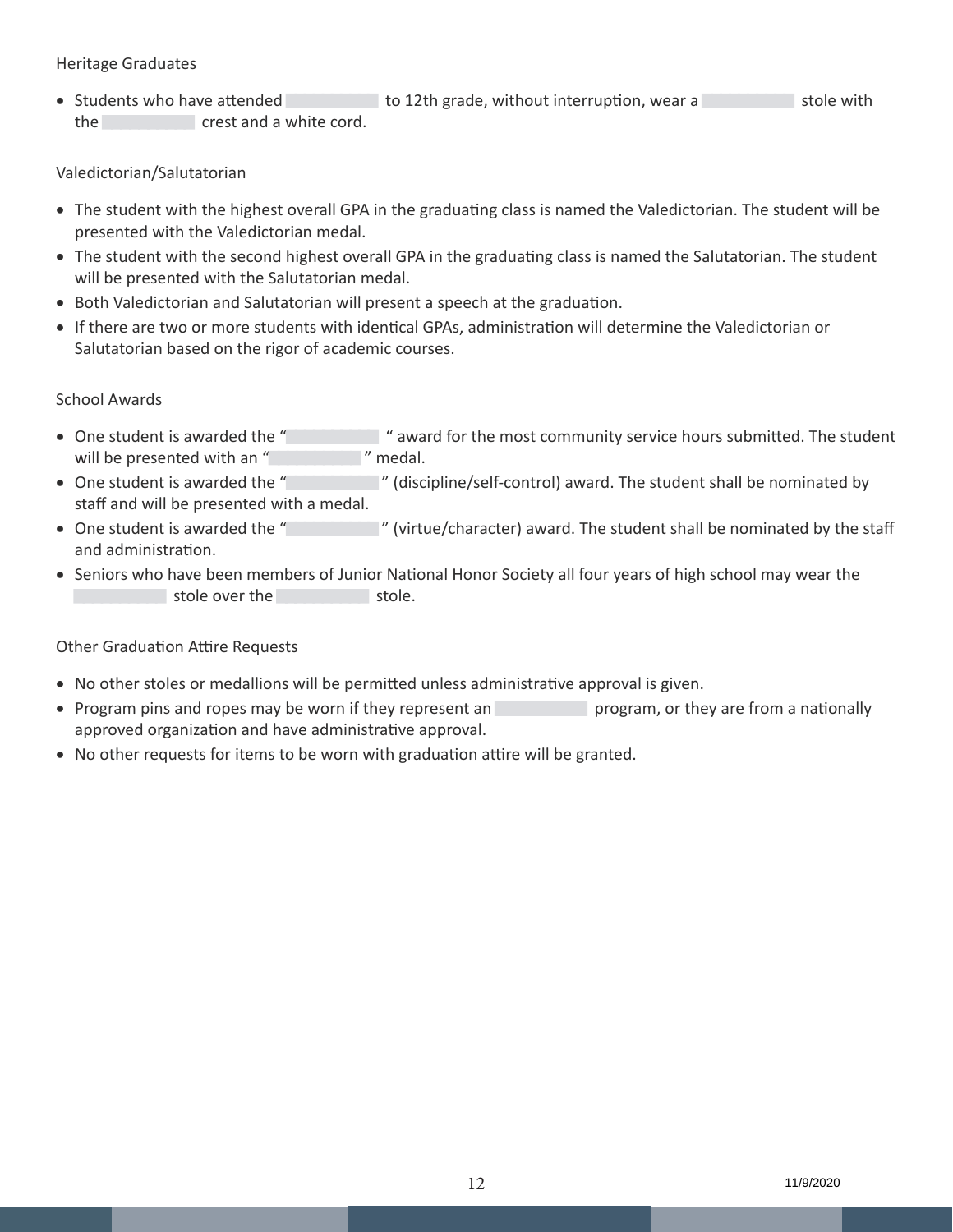### Heritage Graduates

- Students who have attended to 12th grade, without interruption, wear a stole with the crest and a white cord.

### Valedictorian/Salutatorian

- The student with the highest overall GPA in the graduating class is named the Valedictorian. The student will be presented with the Valedictorian medal.
- The student with the second highest overall GPA in the graduating class is named the Salutatorian. The student will be presented with the Salutatorian medal.
- Both Valedictorian and Salutatorian will present a speech at the graduation.
- If there are two or more students with identical GPAs, administration will determine the Valedictorian or Salutatorian based on the rigor of academic courses.

### School Awards

- One student is awarded the " " award for the most community service hours submitted. The student will be presented with an " " medal.
- One student is awarded the " " (discipline/self-control) award. The student shall be nominated by staff and will be presented with a medal.
- One student is awarded the " " (virtue/character) award. The student shall be nominated by the staff and administration.
- Seniors who have been members of Junior National Honor Society all four years of high school may wear the stole over the stole.

### Other Graduation Attire Requests

- No other stoles or medallions will be permitted unless administrative approval is given.
- Program pins and ropes may be worn if they represent an program, or they are from a nationally approved organization and have administrative approval.
- No other requests for items to be worn with graduation attire will be granted.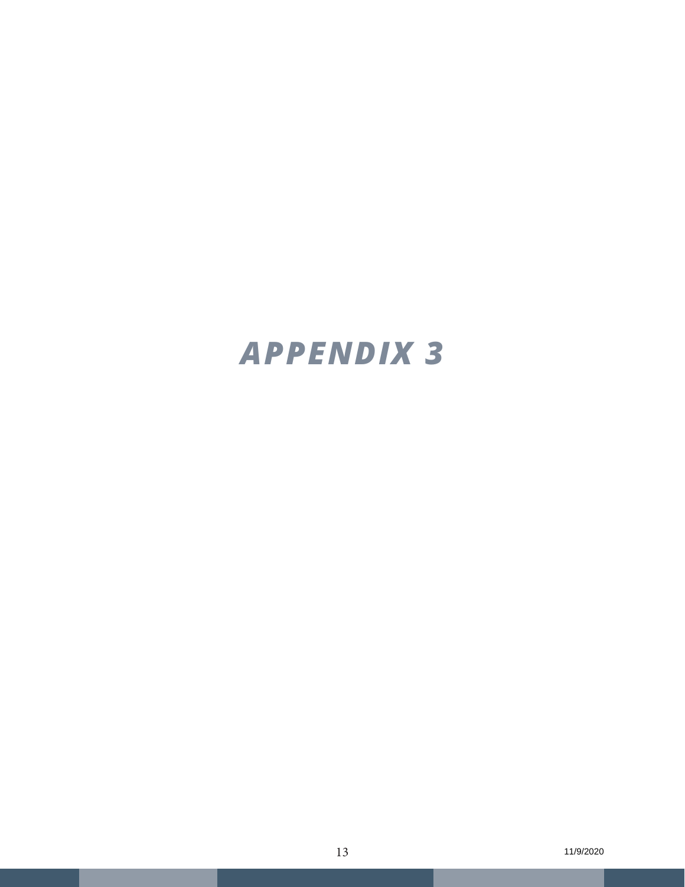# APPENDIX 3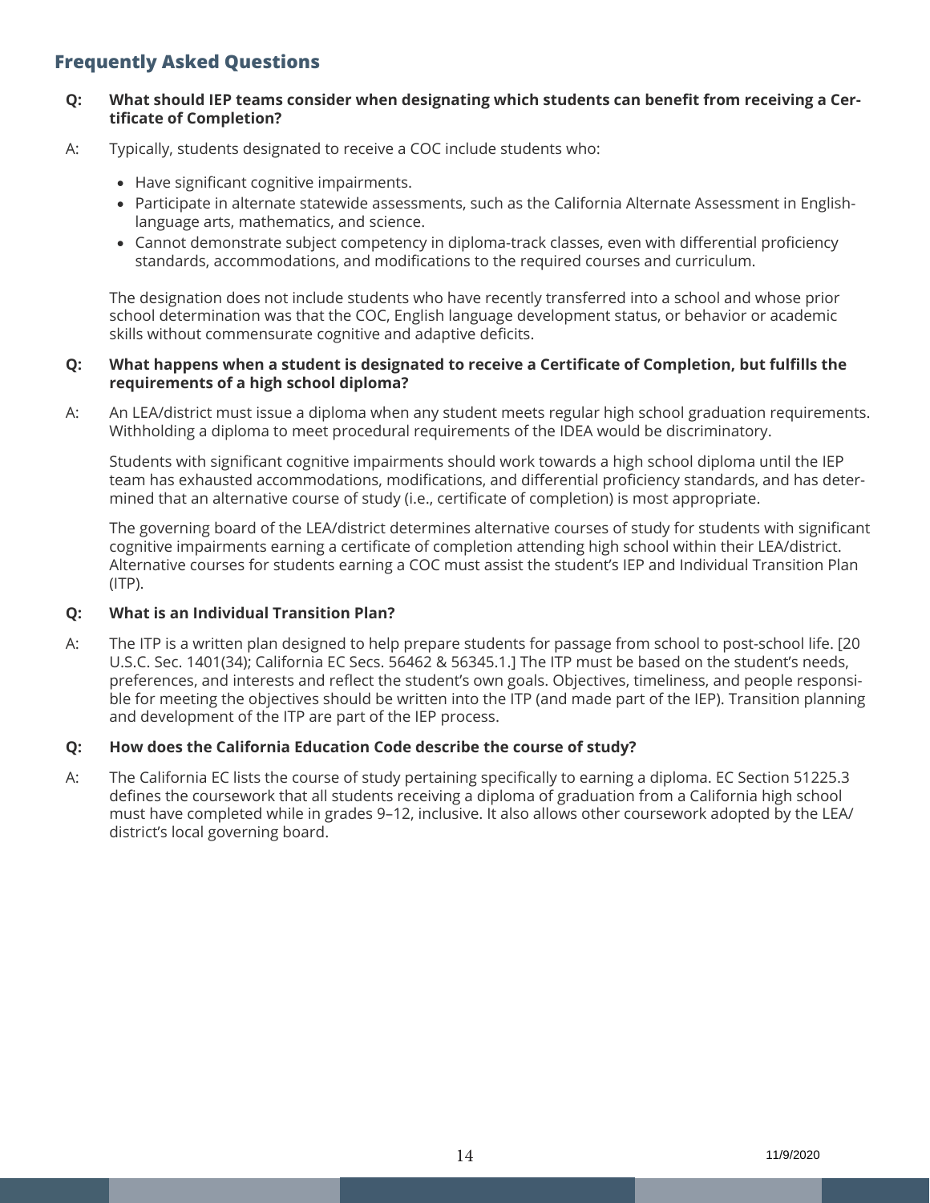## Frequently Asked Questions

**Q: What should IEP teams consider when designating which students can benefit from receiving a Certificate of Completion?**

A: Typically, students designated to receive a COC include students who:

- Have significant cognitive impairments.
- Participate in alternate statewide assessments, such as the California Alternate Assessment in English-language arts, mathematics, and science.
- Cannot demonstrate subject competency in diploma-track classes, even with differential proficiency standards, accommodations, and modifications to the required courses and curriculum.

The designation does not include students who have recently transferred into a school and whose prior school determination was that the COC, English language development status, or behavior or academic skills without commensurate cognitive and adaptive deficits.

**Q: What happens when a student is designated to receive a Certificate of Completion, but fulfills the requirements of a high school diploma?**

A: An LEA/district must issue a diploma when any student meets regular high school graduation requirements. Withholding a diploma to meet procedural requirements of the IDEA would be discriminatory.

Students with significant cognitive impairments should work towards a high school diploma until the IEP team has exhausted accommodations, modifications, and differential proficiency standards, and has determined that an alternative course of study (i.e., certificate of completion) is most appropriate.

The governing board of the LEA/district determines alternative courses of study for students with significant cognitive impairments earning a certificate of completion attending high school within their LEA/district. Alternative courses for students earning a COC must assist the student's IEP and Individual Transition Plan (ITP).

**Q: What is an Individual Transition Plan?**

A: The ITP is a written plan designed to help prepare students for passage from school to post-school life. [20 U.S.C. Sec. 1401(34); California EC Secs. 56462 & 56345.1.] The ITP must be based on the student's needs, preferences, and interests and reflect the student's own goals. Objectives, timeliness, and people responsible for meeting the objectives should be written into the ITP (and made part of the IEP). Transition planning and development of the ITP are part of the IEP process.

**Q: How does the California Education Code describe the course of study?**

A: The California EC lists the course of study pertaining specifically to earning a diploma. EC Section 51225.3 defines the coursework that all students receiving a diploma of graduation from a California high school must have completed while in grades 9–12, inclusive. It also allows other coursework adopted by the LEA/district's local governing board.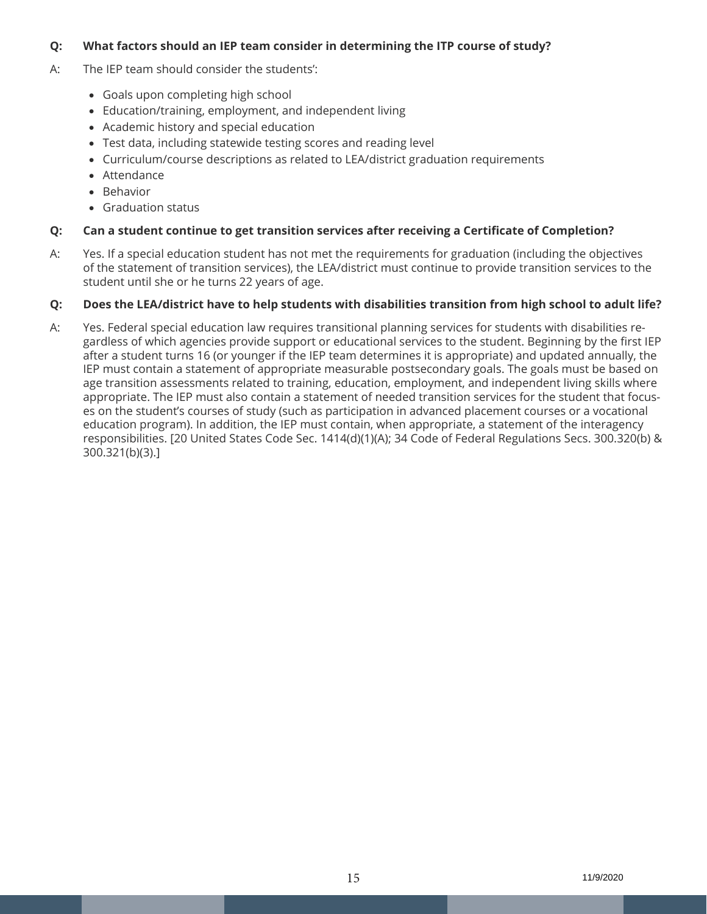**Q: What factors should an IEP team consider in determining the ITP course of study?**

A: The IEP team should consider the students':

- Goals upon completing high school
- Education/training, employment, and independent living
- Academic history and special education
- Test data, including statewide testing scores and reading level
- Curriculum/course descriptions as related to LEA/district graduation requirements
- Attendance
- Behavior
- Graduation status

**Q: Can a student continue to get transition services after receiving a Certificate of Completion?**

A: Yes. If a special education student has not met the requirements for graduation (including the objectives of the statement of transition services), the LEA/district must continue to provide transition services to the student until she or he turns 22 years of age.

**Q: Does the LEA/district have to help students with disabilities transition from high school to adult life?**

A: Yes. Federal special education law requires transitional planning services for students with disabilities regardless of which agencies provide support or educational services to the student. Beginning by the first IEP after a student turns 16 (or younger if the IEP team determines it is appropriate) and updated annually, the IEP must contain a statement of appropriate measurable postsecondary goals. The goals must be based on age transition assessments related to training, education, employment, and independent living skills where appropriate. The IEP must also contain a statement of needed transition services for the student that focuses on the student's courses of study (such as participation in advanced placement courses or a vocational education program). In addition, the IEP must contain, when appropriate, a statement of the interagency responsibilities. [20 United States Code Sec. 1414(d)(1)(A); 34 Code of Federal Regulations Secs. 300.320(b) & 300.321(b)(3).]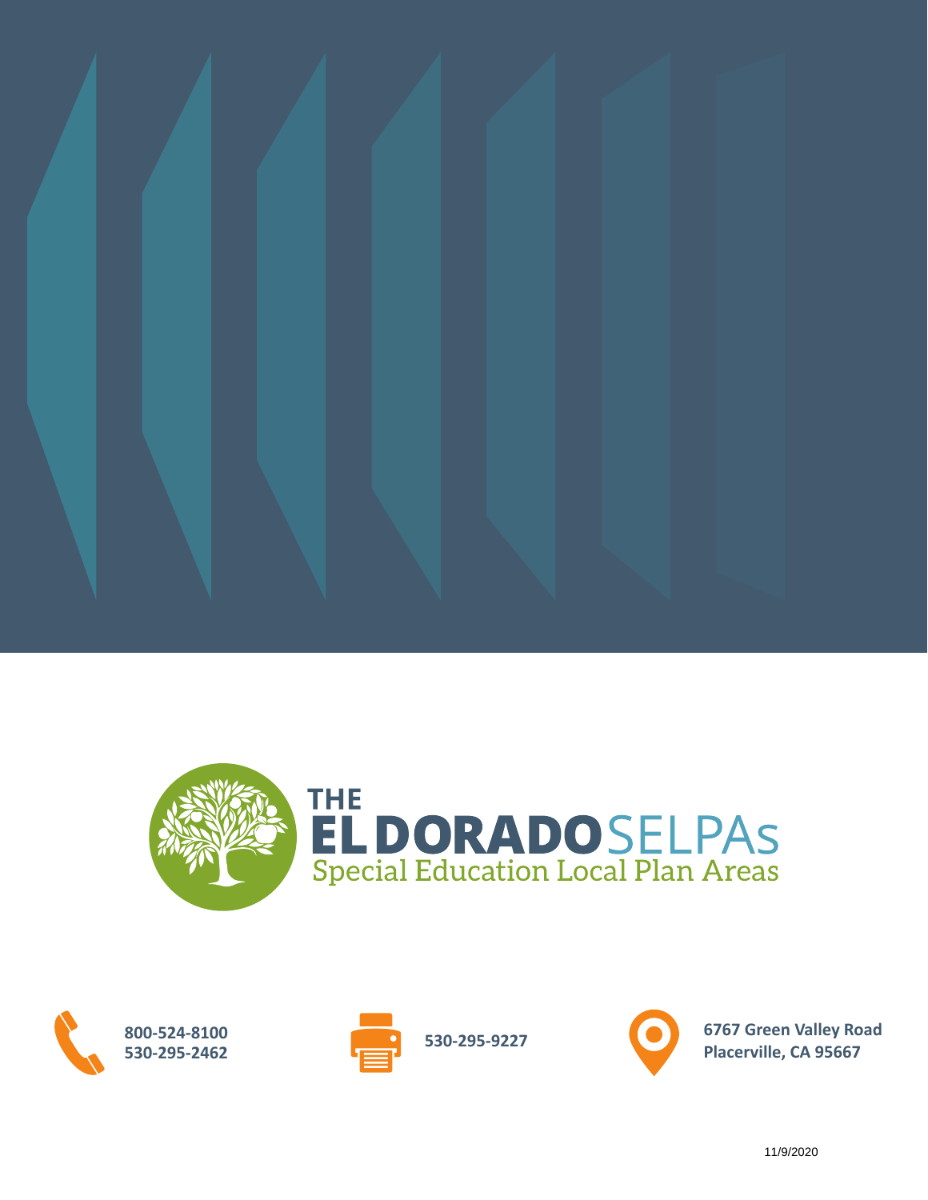THE

**EL DORADO** SELPAs

Special Education Local Plan Areas

**800-524-8100**
**530-295-2462**

**530-295-9227**

**6767 Green Valley Road**
**Placerville, CA 95667**

11/9/2020